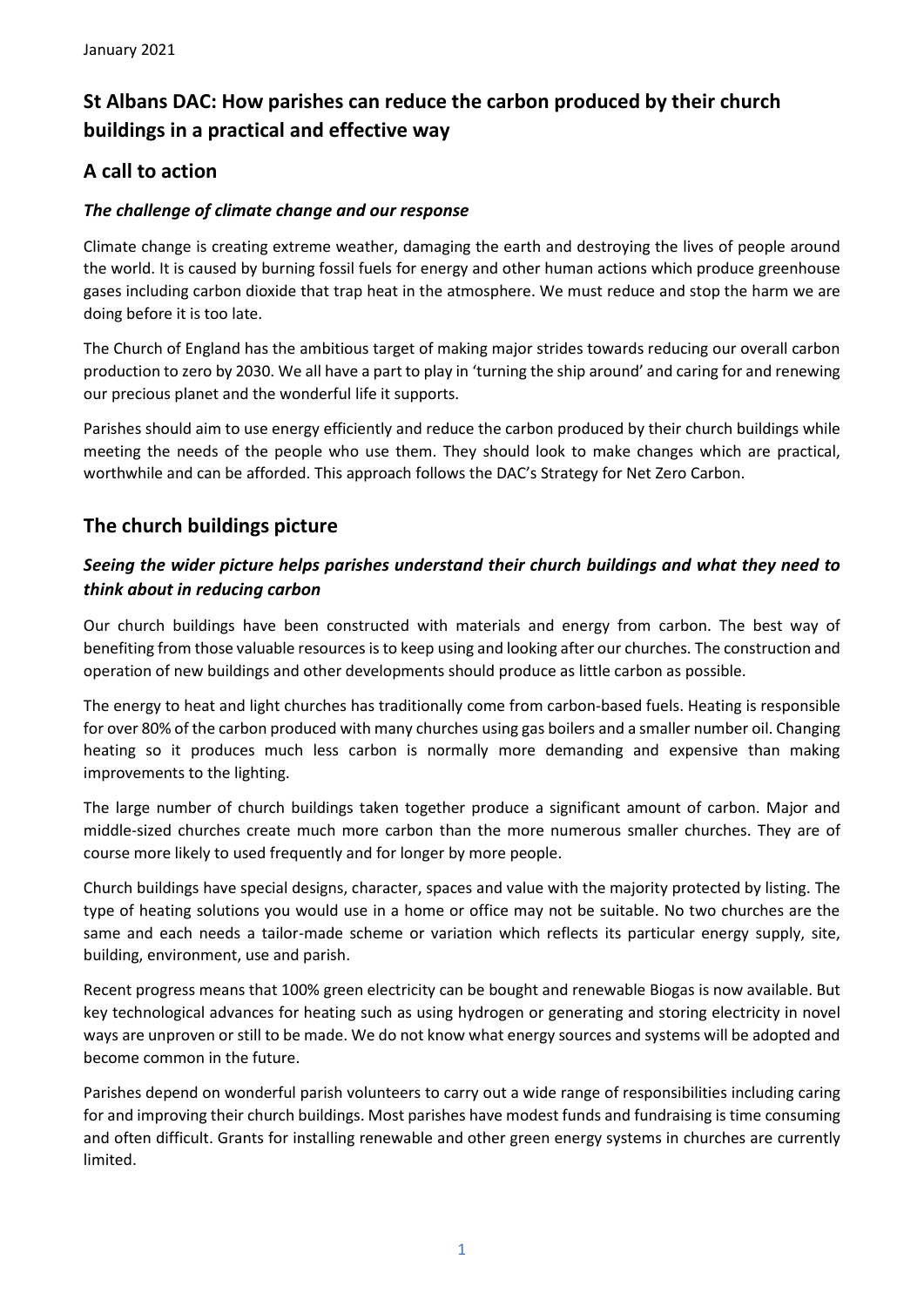January 2021

# St Albans DAC: How parishes can reduce the carbon produced by their church buildings in a practical and effective way

## A call to action

### *The challenge of climate change and our response*

Climate change is creating extreme weather, damaging the earth and destroying the lives of people around the world. It is caused by burning fossil fuels for energy and other human actions which produce greenhouse gases including carbon dioxide that trap heat in the atmosphere. We must reduce and stop the harm we are doing before it is too late.

The Church of England has the ambitious target of making major strides towards reducing our overall carbon production to zero by 2030. We all have a part to play in 'turning the ship around' and caring for and renewing our precious planet and the wonderful life it supports.

Parishes should aim to use energy efficiently and reduce the carbon produced by their church buildings while meeting the needs of the people who use them. They should look to make changes which are practical, worthwhile and can be afforded. This approach follows the DAC's Strategy for Net Zero Carbon.

## The church buildings picture

### *Seeing the wider picture helps parishes understand their church buildings and what they need to think about in reducing carbon*

Our church buildings have been constructed with materials and energy from carbon. The best way of benefiting from those valuable resources is to keep using and looking after our churches. The construction and operation of new buildings and other developments should produce as little carbon as possible.

The energy to heat and light churches has traditionally come from carbon-based fuels. Heating is responsible for over 80% of the carbon produced with many churches using gas boilers and a smaller number oil. Changing heating so it produces much less carbon is normally more demanding and expensive than making improvements to the lighting.

The large number of church buildings taken together produce a significant amount of carbon. Major and middle-sized churches create much more carbon than the more numerous smaller churches. They are of course more likely to used frequently and for longer by more people.

Church buildings have special designs, character, spaces and value with the majority protected by listing. The type of heating solutions you would use in a home or office may not be suitable. No two churches are the same and each needs a tailor-made scheme or variation which reflects its particular energy supply, site, building, environment, use and parish.

Recent progress means that 100% green electricity can be bought and renewable Biogas is now available. But key technological advances for heating such as using hydrogen or generating and storing electricity in novel ways are unproven or still to be made. We do not know what energy sources and systems will be adopted and become common in the future.

Parishes depend on wonderful parish volunteers to carry out a wide range of responsibilities including caring for and improving their church buildings. Most parishes have modest funds and fundraising is time consuming and often difficult. Grants for installing renewable and other green energy systems in churches are currently limited.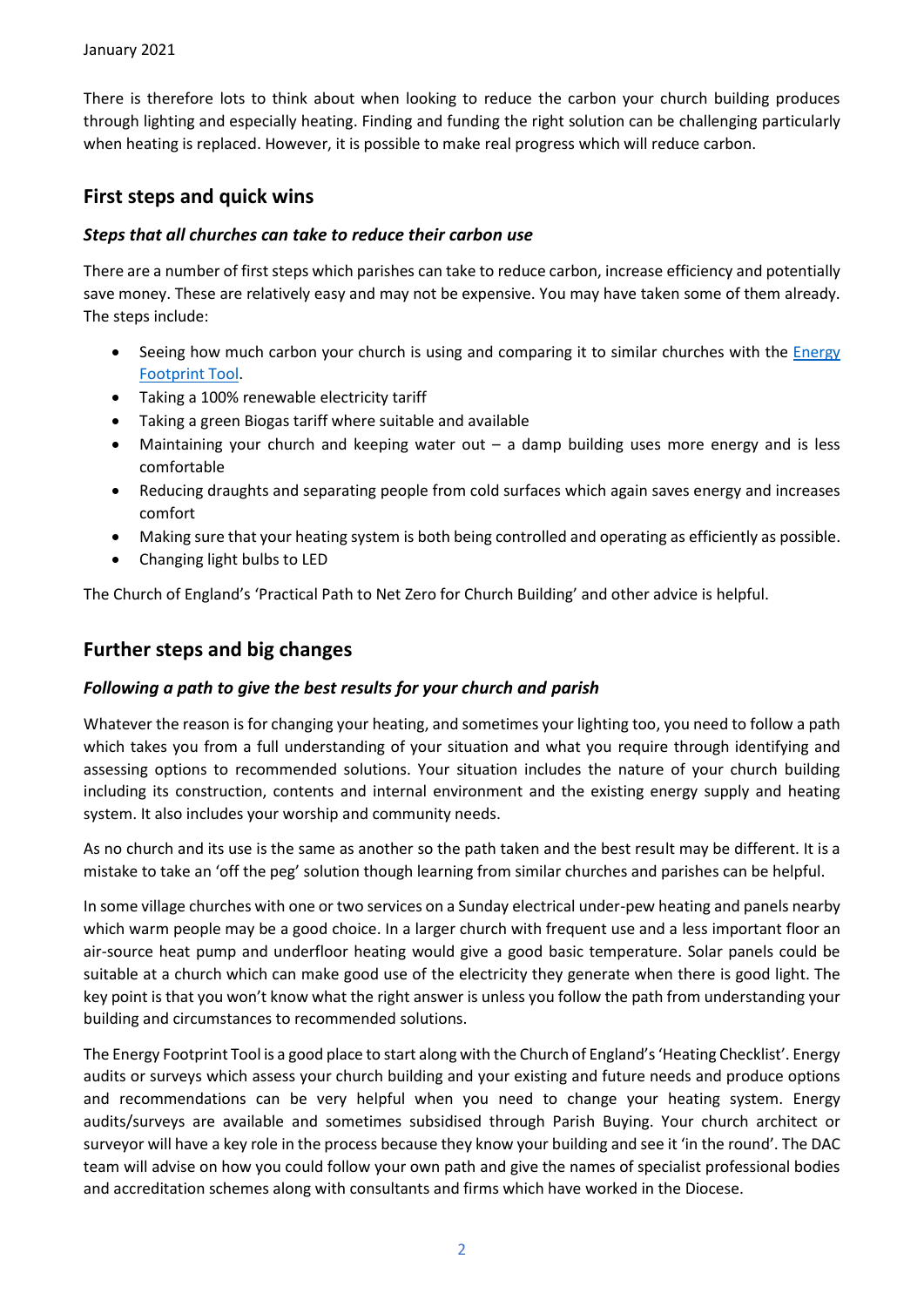There is therefore lots to think about when looking to reduce the carbon your church building produces through lighting and especially heating. Finding and funding the right solution can be challenging particularly when heating is replaced. However, it is possible to make real progress which will reduce carbon.

## First steps and quick wins

### *Steps that all churches can take to reduce their carbon use*

There are a number of first steps which parishes can take to reduce carbon, increase efficiency and potentially save money. These are relatively easy and may not be expensive. You may have taken some of them already. The steps include:

- Seeing how much carbon your church is using and comparing it to similar churches with the Energy Footprint Tool.
- Taking a 100% renewable electricity tariff
- Taking a green Biogas tariff where suitable and available
- Maintaining your church and keeping water out – a damp building uses more energy and is less comfortable
- Reducing draughts and separating people from cold surfaces which again saves energy and increases comfort
- Making sure that your heating system is both being controlled and operating as efficiently as possible.
- Changing light bulbs to LED

The Church of England's 'Practical Path to Net Zero for Church Building' and other advice is helpful.

## Further steps and big changes

### *Following a path to give the best results for your church and parish*

Whatever the reason is for changing your heating, and sometimes your lighting too, you need to follow a path which takes you from a full understanding of your situation and what you require through identifying and assessing options to recommended solutions. Your situation includes the nature of your church building including its construction, contents and internal environment and the existing energy supply and heating system. It also includes your worship and community needs.

As no church and its use is the same as another so the path taken and the best result may be different. It is a mistake to take an 'off the peg' solution though learning from similar churches and parishes can be helpful.

In some village churches with one or two services on a Sunday electrical under-pew heating and panels nearby which warm people may be a good choice. In a larger church with frequent use and a less important floor an air-source heat pump and underfloor heating would give a good basic temperature. Solar panels could be suitable at a church which can make good use of the electricity they generate when there is good light. The key point is that you won't know what the right answer is unless you follow the path from understanding your building and circumstances to recommended solutions.

The Energy Footprint Tool is a good place to start along with the Church of England's 'Heating Checklist'. Energy audits or surveys which assess your church building and your existing and future needs and produce options and recommendations can be very helpful when you need to change your heating system. Energy audits/surveys are available and sometimes subsidised through Parish Buying. Your church architect or surveyor will have a key role in the process because they know your building and see it 'in the round'. The DAC team will advise on how you could follow your own path and give the names of specialist professional bodies and accreditation schemes along with consultants and firms which have worked in the Diocese.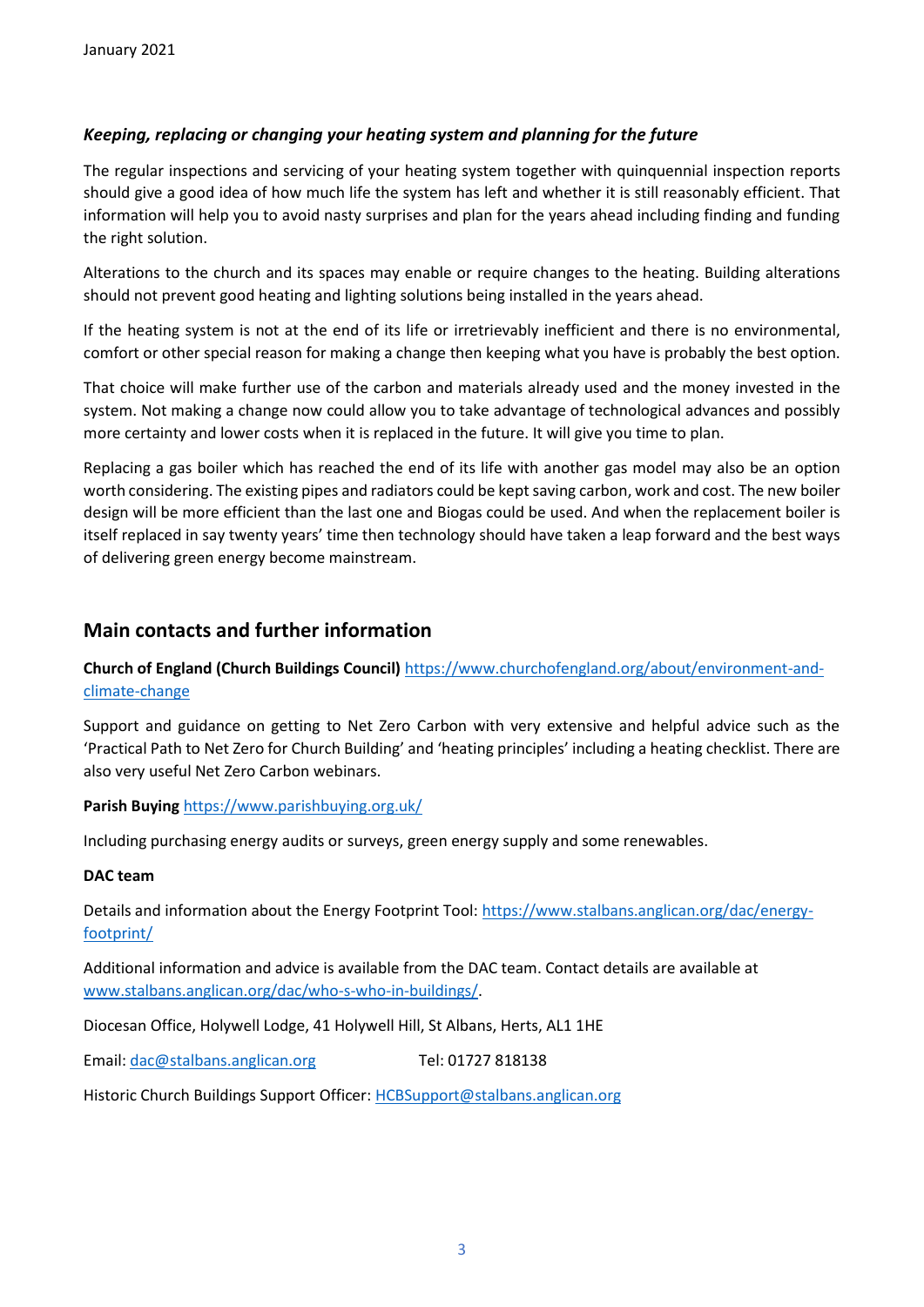### *Keeping, replacing or changing your heating system and planning for the future*

The regular inspections and servicing of your heating system together with quinquennial inspection reports should give a good idea of how much life the system has left and whether it is still reasonably efficient. That information will help you to avoid nasty surprises and plan for the years ahead including finding and funding the right solution.

Alterations to the church and its spaces may enable or require changes to the heating. Building alterations should not prevent good heating and lighting solutions being installed in the years ahead.

If the heating system is not at the end of its life or irretrievably inefficient and there is no environmental, comfort or other special reason for making a change then keeping what you have is probably the best option.

That choice will make further use of the carbon and materials already used and the money invested in the system. Not making a change now could allow you to take advantage of technological advances and possibly more certainty and lower costs when it is replaced in the future. It will give you time to plan.

Replacing a gas boiler which has reached the end of its life with another gas model may also be an option worth considering. The existing pipes and radiators could be kept saving carbon, work and cost. The new boiler design will be more efficient than the last one and Biogas could be used. And when the replacement boiler is itself replaced in say twenty years' time then technology should have taken a leap forward and the best ways of delivering green energy become mainstream.

## Main contacts and further information

**Church of England (Church Buildings Council)** https://www.churchofengland.org/about/environment-and-climate-change

Support and guidance on getting to Net Zero Carbon with very extensive and helpful advice such as the 'Practical Path to Net Zero for Church Building' and 'heating principles' including a heating checklist. There are also very useful Net Zero Carbon webinars.

**Parish Buying** https://www.parishbuying.org.uk/

Including purchasing energy audits or surveys, green energy supply and some renewables.

**DAC team**

Details and information about the Energy Footprint Tool: https://www.stalbans.anglican.org/dac/energy-footprint/

Additional information and advice is available from the DAC team. Contact details are available at www.stalbans.anglican.org/dac/who-s-who-in-buildings/.

Diocesan Office, Holywell Lodge, 41 Holywell Hill, St Albans, Herts, AL1 1HE

Email: dac@stalbans.anglican.org Tel: 01727 818138

Historic Church Buildings Support Officer: HCBSupport@stalbans.anglican.org